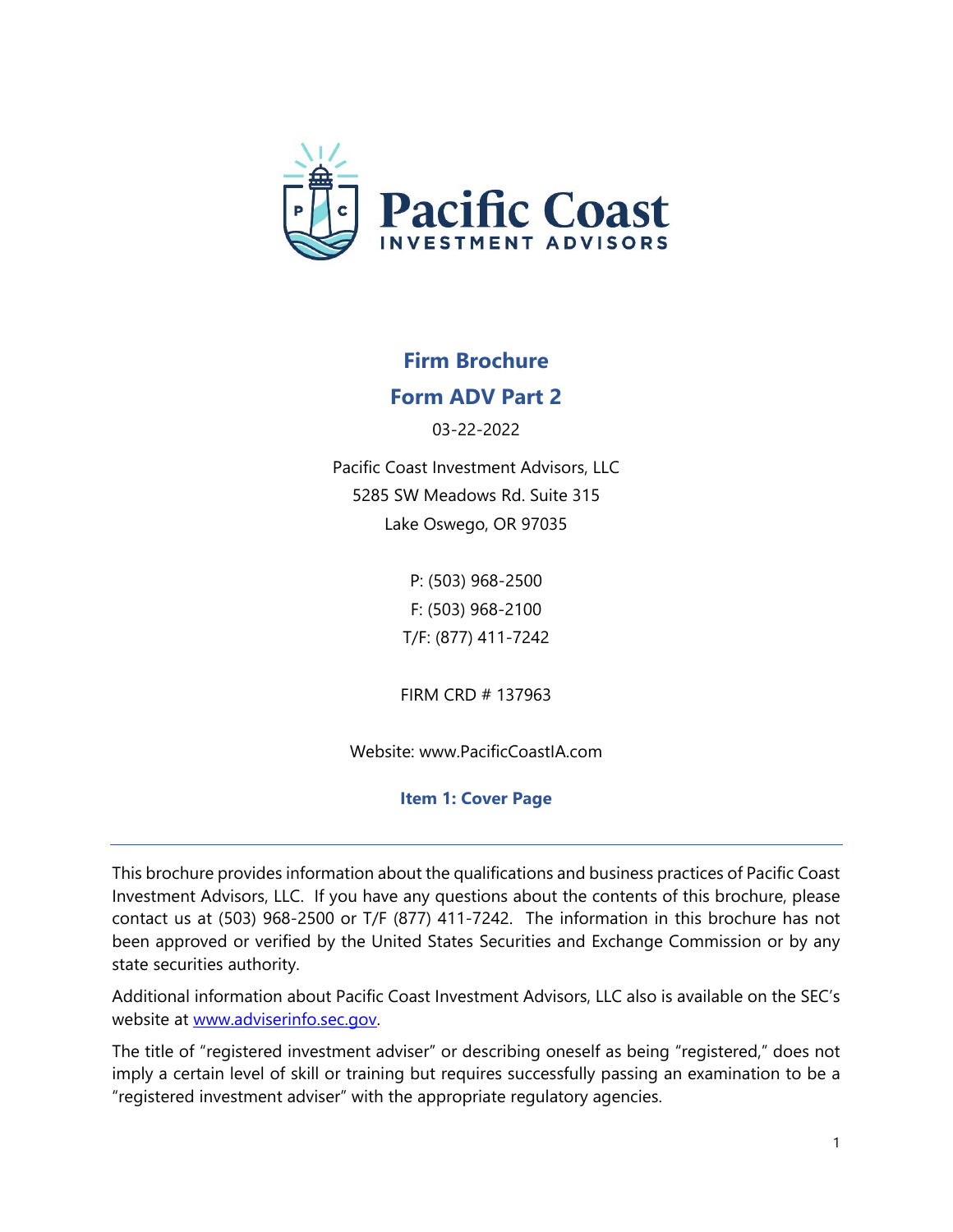# Firm Brochure

## Form ADV Part 2

03-22-2022

Pacific Coast Investment Advisors, LLC
5285 SW Meadows Rd. Suite 315
Lake Oswego, OR 97035

P: (503) 968-2500
F: (503) 968-2100
T/F: (877) 411-7242

FIRM CRD # 137963

Website: www.PacificCoastIA.com

### Item 1: Cover Page

---

This brochure provides information about the qualifications and business practices of Pacific Coast Investment Advisors, LLC. If you have any questions about the contents of this brochure, please contact us at (503) 968-2500 or T/F (877) 411-7242. The information in this brochure has not been approved or verified by the United States Securities and Exchange Commission or by any state securities authority.

Additional information about Pacific Coast Investment Advisors, LLC also is available on the SEC's website at www.adviserinfo.sec.gov.

The title of "registered investment adviser" or describing oneself as being "registered," does not imply a certain level of skill or training but requires successfully passing an examination to be a "registered investment adviser" with the appropriate regulatory agencies.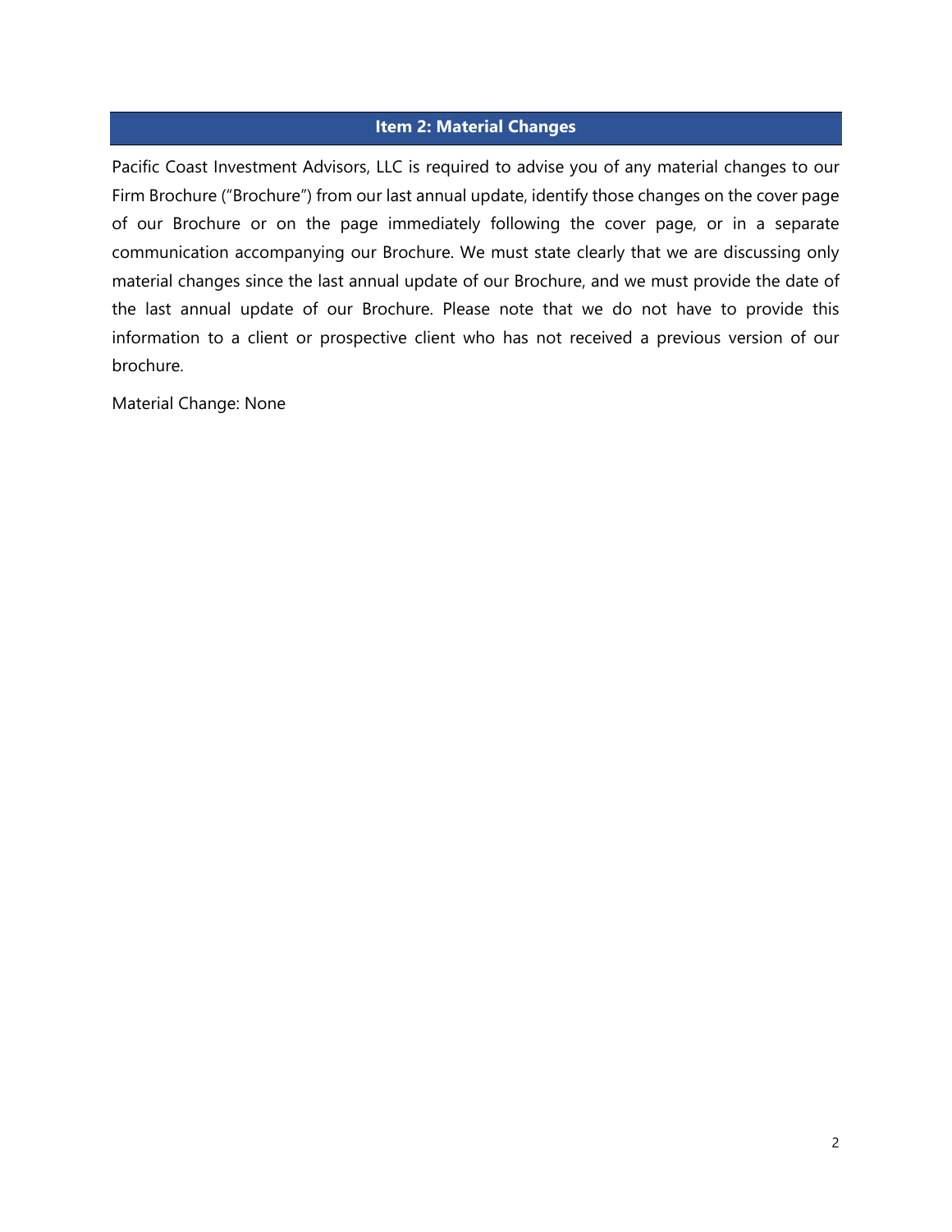## Item 2: Material Changes

Pacific Coast Investment Advisors, LLC is required to advise you of any material changes to our Firm Brochure ("Brochure") from our last annual update, identify those changes on the cover page of our Brochure or on the page immediately following the cover page, or in a separate communication accompanying our Brochure. We must state clearly that we are discussing only material changes since the last annual update of our Brochure, and we must provide the date of the last annual update of our Brochure. Please note that we do not have to provide this information to a client or prospective client who has not received a previous version of our brochure.

Material Change: None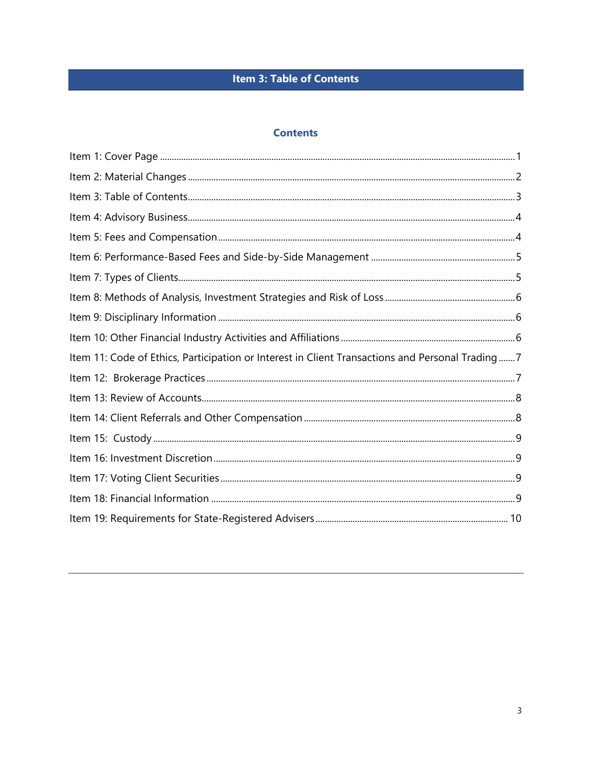# Item 3: Table of Contents

## Contents

Item 1: Cover Page ........................................................................ 1

Item 2: Material Changes ........................................................................ 2

Item 3: Table of Contents ........................................................................ 3

Item 4: Advisory Business ........................................................................ 4

Item 5: Fees and Compensation ........................................................................ 4

Item 6: Performance-Based Fees and Side-by-Side Management ........................................................................ 5

Item 7: Types of Clients ........................................................................ 5

Item 8: Methods of Analysis, Investment Strategies and Risk of Loss ........................................................................ 6

Item 9: Disciplinary Information ........................................................................ 6

Item 10: Other Financial Industry Activities and Affiliations ........................................................................ 6

Item 11: Code of Ethics, Participation or Interest in Client Transactions and Personal Trading ........ 7

Item 12: Brokerage Practices ........................................................................ 7

Item 13: Review of Accounts ........................................................................ 8

Item 14: Client Referrals and Other Compensation ........................................................................ 8

Item 15: Custody ........................................................................ 9

Item 16: Investment Discretion ........................................................................ 9

Item 17: Voting Client Securities ........................................................................ 9

Item 18: Financial Information ........................................................................ 9

Item 19: Requirements for State-Registered Advisers ........................................................................ 10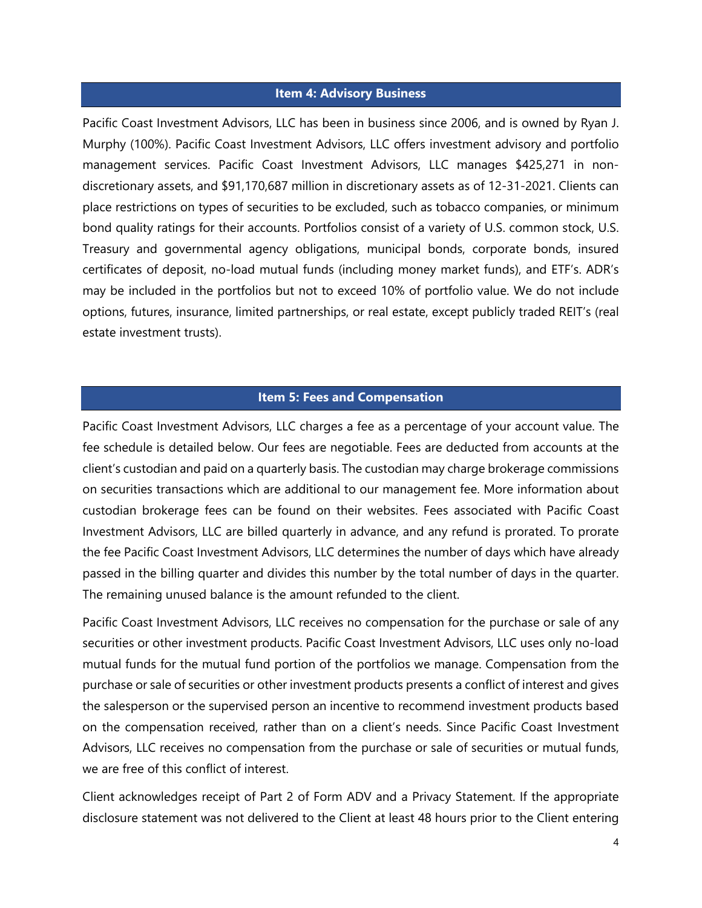## Item 4: Advisory Business

Pacific Coast Investment Advisors, LLC has been in business since 2006, and is owned by Ryan J. Murphy (100%). Pacific Coast Investment Advisors, LLC offers investment advisory and portfolio management services. Pacific Coast Investment Advisors, LLC manages $425,271 in non-discretionary assets, and $91,170,687 million in discretionary assets as of 12-31-2021. Clients can place restrictions on types of securities to be excluded, such as tobacco companies, or minimum bond quality ratings for their accounts. Portfolios consist of a variety of U.S. common stock, U.S. Treasury and governmental agency obligations, municipal bonds, corporate bonds, insured certificates of deposit, no-load mutual funds (including money market funds), and ETF's. ADR's may be included in the portfolios but not to exceed 10% of portfolio value. We do not include options, futures, insurance, limited partnerships, or real estate, except publicly traded REIT's (real estate investment trusts).

## Item 5: Fees and Compensation

Pacific Coast Investment Advisors, LLC charges a fee as a percentage of your account value. The fee schedule is detailed below. Our fees are negotiable. Fees are deducted from accounts at the client's custodian and paid on a quarterly basis. The custodian may charge brokerage commissions on securities transactions which are additional to our management fee. More information about custodian brokerage fees can be found on their websites. Fees associated with Pacific Coast Investment Advisors, LLC are billed quarterly in advance, and any refund is prorated. To prorate the fee Pacific Coast Investment Advisors, LLC determines the number of days which have already passed in the billing quarter and divides this number by the total number of days in the quarter. The remaining unused balance is the amount refunded to the client.

Pacific Coast Investment Advisors, LLC receives no compensation for the purchase or sale of any securities or other investment products. Pacific Coast Investment Advisors, LLC uses only no-load mutual funds for the mutual fund portion of the portfolios we manage. Compensation from the purchase or sale of securities or other investment products presents a conflict of interest and gives the salesperson or the supervised person an incentive to recommend investment products based on the compensation received, rather than on a client's needs. Since Pacific Coast Investment Advisors, LLC receives no compensation from the purchase or sale of securities or mutual funds, we are free of this conflict of interest.

Client acknowledges receipt of Part 2 of Form ADV and a Privacy Statement. If the appropriate disclosure statement was not delivered to the Client at least 48 hours prior to the Client entering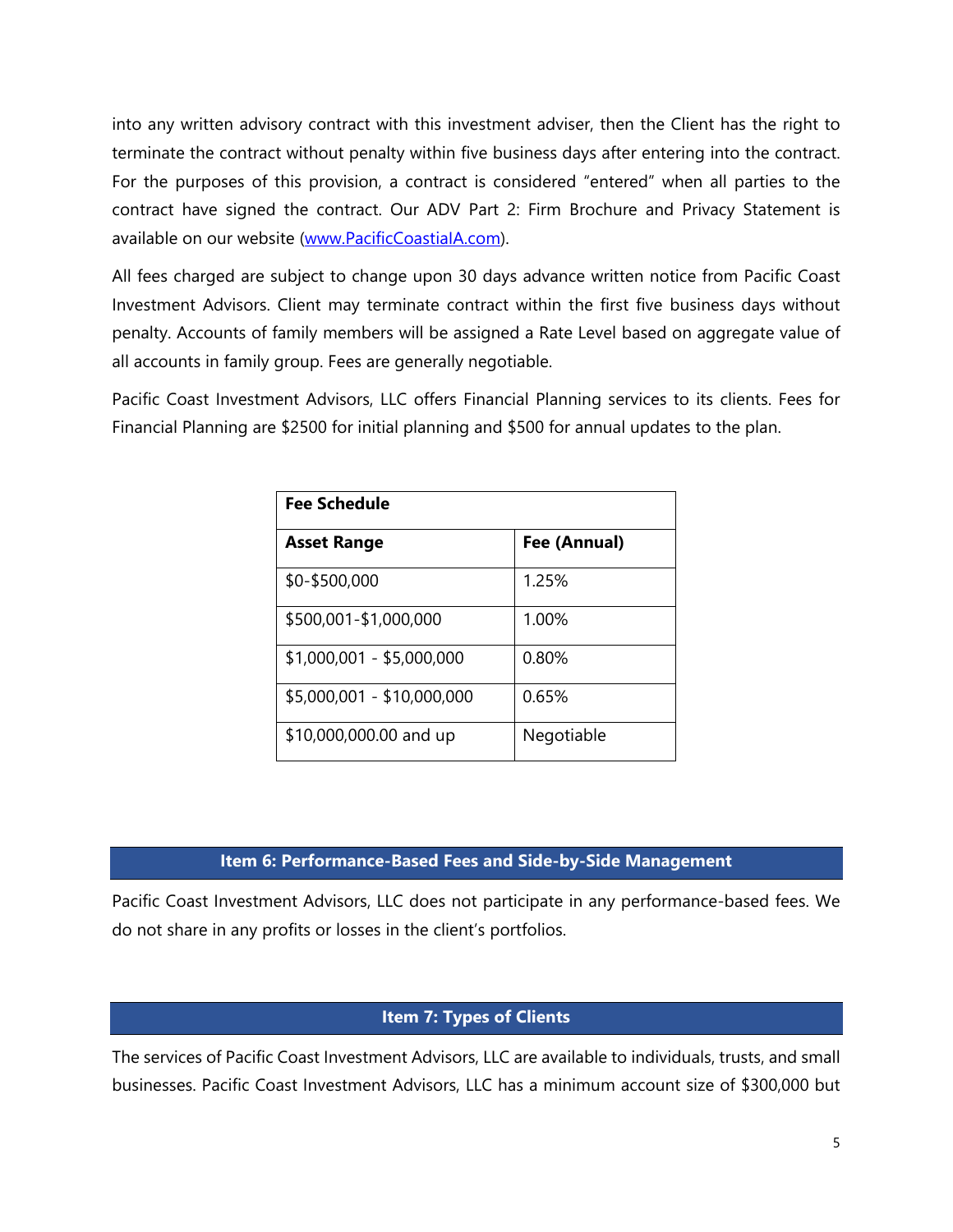into any written advisory contract with this investment adviser, then the Client has the right to terminate the contract without penalty within five business days after entering into the contract. For the purposes of this provision, a contract is considered "entered" when all parties to the contract have signed the contract. Our ADV Part 2: Firm Brochure and Privacy Statement is available on our website ([www.PacificCoastialA.com](www.PacificCoastialA.com)).

All fees charged are subject to change upon 30 days advance written notice from Pacific Coast Investment Advisors. Client may terminate contract within the first five business days without penalty. Accounts of family members will be assigned a Rate Level based on aggregate value of all accounts in family group. Fees are generally negotiable.

Pacific Coast Investment Advisors, LLC offers Financial Planning services to its clients. Fees for Financial Planning are $2500 for initial planning and $500 for annual updates to the plan.

| **Fee Schedule** | |
|---|---|
| **Asset Range** | **Fee (Annual)** |
| $0-$500,000 | 1.25% |
| $500,001-$1,000,000 | 1.00% |
| $1,000,001 - $5,000,000 | 0.80% |
| $5,000,001 - $10,000,000 | 0.65% |
| $10,000,000.00 and up | Negotiable |

## Item 6: Performance-Based Fees and Side-by-Side Management

Pacific Coast Investment Advisors, LLC does not participate in any performance-based fees. We do not share in any profits or losses in the client's portfolios.

## Item 7: Types of Clients

The services of Pacific Coast Investment Advisors, LLC are available to individuals, trusts, and small businesses. Pacific Coast Investment Advisors, LLC has a minimum account size of $300,000 but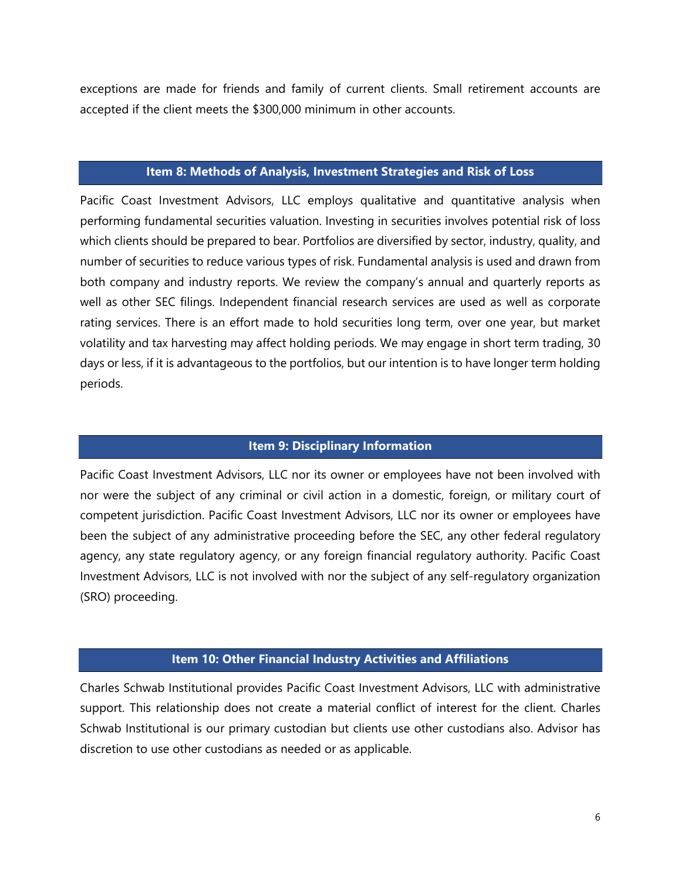exceptions are made for friends and family of current clients. Small retirement accounts are accepted if the client meets the $300,000 minimum in other accounts.

## Item 8: Methods of Analysis, Investment Strategies and Risk of Loss

Pacific Coast Investment Advisors, LLC employs qualitative and quantitative analysis when performing fundamental securities valuation. Investing in securities involves potential risk of loss which clients should be prepared to bear. Portfolios are diversified by sector, industry, quality, and number of securities to reduce various types of risk. Fundamental analysis is used and drawn from both company and industry reports. We review the company's annual and quarterly reports as well as other SEC filings. Independent financial research services are used as well as corporate rating services. There is an effort made to hold securities long term, over one year, but market volatility and tax harvesting may affect holding periods. We may engage in short term trading, 30 days or less, if it is advantageous to the portfolios, but our intention is to have longer term holding periods.

## Item 9: Disciplinary Information

Pacific Coast Investment Advisors, LLC nor its owner or employees have not been involved with nor were the subject of any criminal or civil action in a domestic, foreign, or military court of competent jurisdiction. Pacific Coast Investment Advisors, LLC nor its owner or employees have been the subject of any administrative proceeding before the SEC, any other federal regulatory agency, any state regulatory agency, or any foreign financial regulatory authority. Pacific Coast Investment Advisors, LLC is not involved with nor the subject of any self-regulatory organization (SRO) proceeding.

## Item 10: Other Financial Industry Activities and Affiliations

Charles Schwab Institutional provides Pacific Coast Investment Advisors, LLC with administrative support. This relationship does not create a material conflict of interest for the client. Charles Schwab Institutional is our primary custodian but clients use other custodians also. Advisor has discretion to use other custodians as needed or as applicable.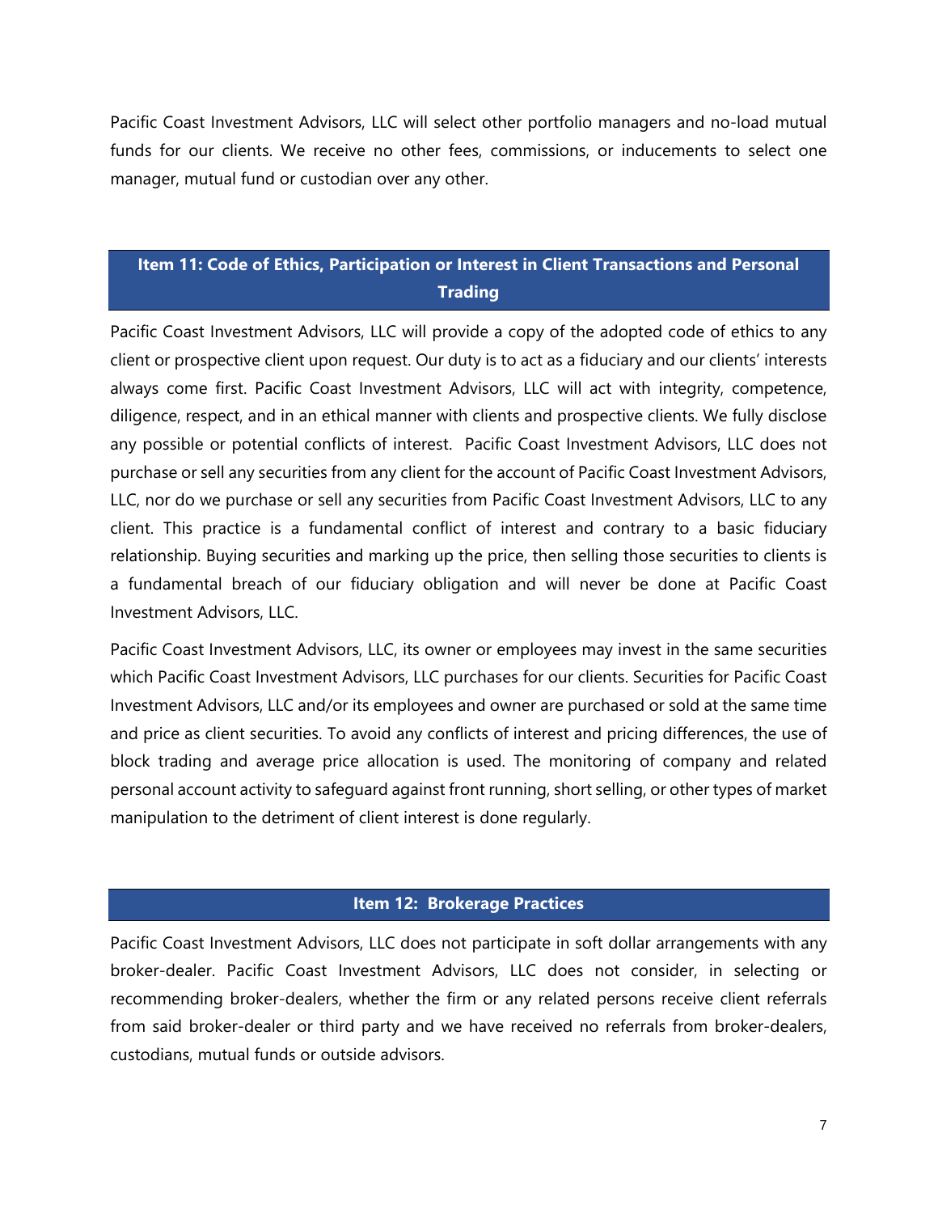Pacific Coast Investment Advisors, LLC will select other portfolio managers and no-load mutual funds for our clients. We receive no other fees, commissions, or inducements to select one manager, mutual fund or custodian over any other.

## Item 11: Code of Ethics, Participation or Interest in Client Transactions and Personal Trading

Pacific Coast Investment Advisors, LLC will provide a copy of the adopted code of ethics to any client or prospective client upon request. Our duty is to act as a fiduciary and our clients' interests always come first. Pacific Coast Investment Advisors, LLC will act with integrity, competence, diligence, respect, and in an ethical manner with clients and prospective clients. We fully disclose any possible or potential conflicts of interest. Pacific Coast Investment Advisors, LLC does not purchase or sell any securities from any client for the account of Pacific Coast Investment Advisors, LLC, nor do we purchase or sell any securities from Pacific Coast Investment Advisors, LLC to any client. This practice is a fundamental conflict of interest and contrary to a basic fiduciary relationship. Buying securities and marking up the price, then selling those securities to clients is a fundamental breach of our fiduciary obligation and will never be done at Pacific Coast Investment Advisors, LLC.

Pacific Coast Investment Advisors, LLC, its owner or employees may invest in the same securities which Pacific Coast Investment Advisors, LLC purchases for our clients. Securities for Pacific Coast Investment Advisors, LLC and/or its employees and owner are purchased or sold at the same time and price as client securities. To avoid any conflicts of interest and pricing differences, the use of block trading and average price allocation is used. The monitoring of company and related personal account activity to safeguard against front running, short selling, or other types of market manipulation to the detriment of client interest is done regularly.

## Item 12: Brokerage Practices

Pacific Coast Investment Advisors, LLC does not participate in soft dollar arrangements with any broker-dealer. Pacific Coast Investment Advisors, LLC does not consider, in selecting or recommending broker-dealers, whether the firm or any related persons receive client referrals from said broker-dealer or third party and we have received no referrals from broker-dealers, custodians, mutual funds or outside advisors.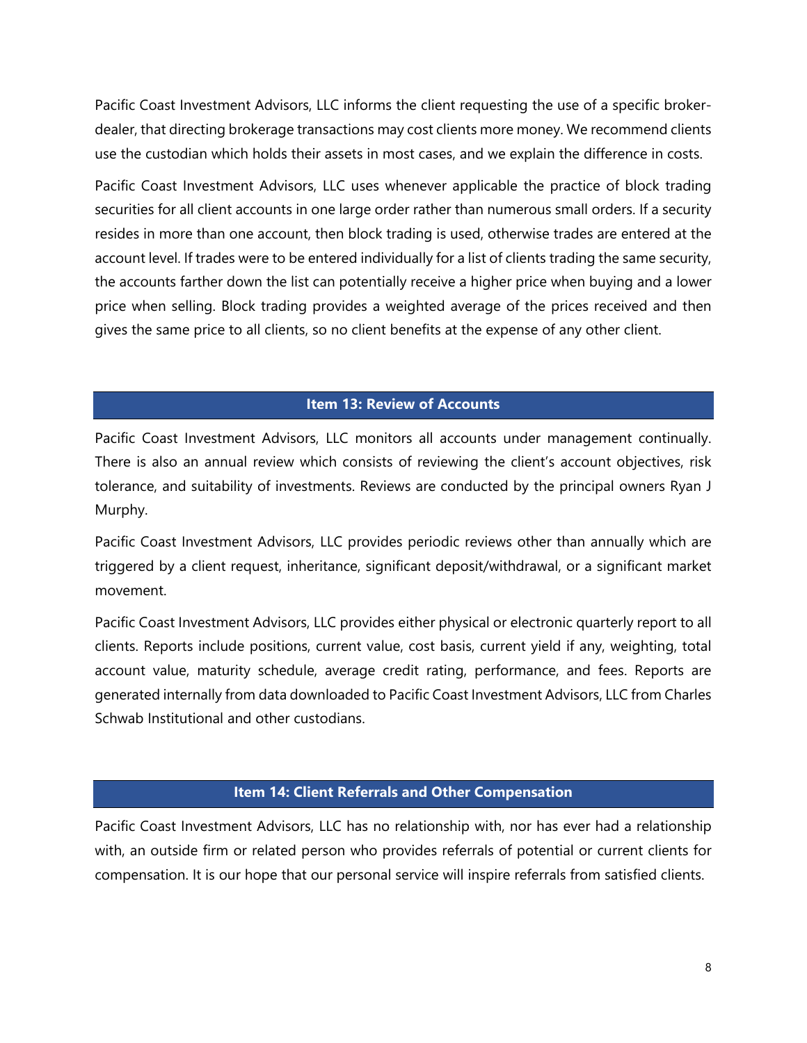Pacific Coast Investment Advisors, LLC informs the client requesting the use of a specific broker-dealer, that directing brokerage transactions may cost clients more money. We recommend clients use the custodian which holds their assets in most cases, and we explain the difference in costs.

Pacific Coast Investment Advisors, LLC uses whenever applicable the practice of block trading securities for all client accounts in one large order rather than numerous small orders. If a security resides in more than one account, then block trading is used, otherwise trades are entered at the account level. If trades were to be entered individually for a list of clients trading the same security, the accounts farther down the list can potentially receive a higher price when buying and a lower price when selling. Block trading provides a weighted average of the prices received and then gives the same price to all clients, so no client benefits at the expense of any other client.

## Item 13: Review of Accounts

Pacific Coast Investment Advisors, LLC monitors all accounts under management continually. There is also an annual review which consists of reviewing the client's account objectives, risk tolerance, and suitability of investments. Reviews are conducted by the principal owners Ryan J Murphy.

Pacific Coast Investment Advisors, LLC provides periodic reviews other than annually which are triggered by a client request, inheritance, significant deposit/withdrawal, or a significant market movement.

Pacific Coast Investment Advisors, LLC provides either physical or electronic quarterly report to all clients. Reports include positions, current value, cost basis, current yield if any, weighting, total account value, maturity schedule, average credit rating, performance, and fees. Reports are generated internally from data downloaded to Pacific Coast Investment Advisors, LLC from Charles Schwab Institutional and other custodians.

## Item 14: Client Referrals and Other Compensation

Pacific Coast Investment Advisors, LLC has no relationship with, nor has ever had a relationship with, an outside firm or related person who provides referrals of potential or current clients for compensation. It is our hope that our personal service will inspire referrals from satisfied clients.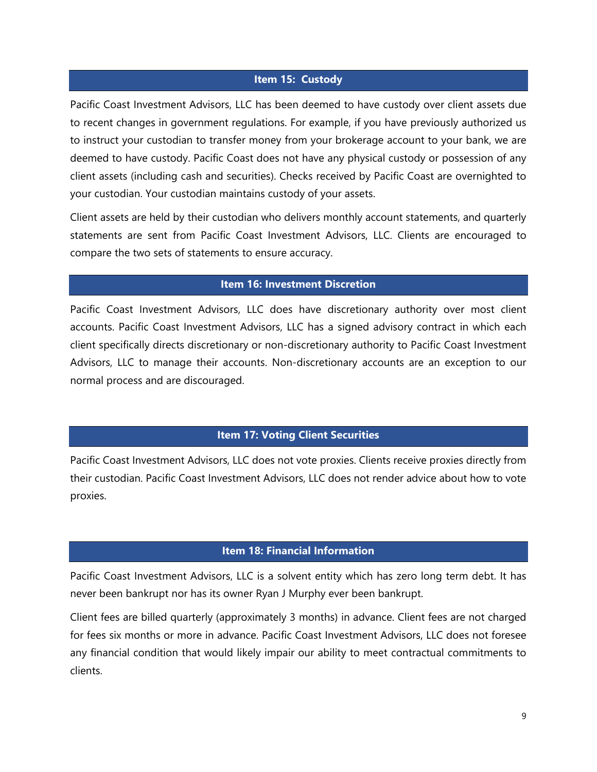## Item 15: Custody

Pacific Coast Investment Advisors, LLC has been deemed to have custody over client assets due to recent changes in government regulations. For example, if you have previously authorized us to instruct your custodian to transfer money from your brokerage account to your bank, we are deemed to have custody. Pacific Coast does not have any physical custody or possession of any client assets (including cash and securities). Checks received by Pacific Coast are overnighted to your custodian. Your custodian maintains custody of your assets.

Client assets are held by their custodian who delivers monthly account statements, and quarterly statements are sent from Pacific Coast Investment Advisors, LLC. Clients are encouraged to compare the two sets of statements to ensure accuracy.

## Item 16: Investment Discretion

Pacific Coast Investment Advisors, LLC does have discretionary authority over most client accounts. Pacific Coast Investment Advisors, LLC has a signed advisory contract in which each client specifically directs discretionary or non-discretionary authority to Pacific Coast Investment Advisors, LLC to manage their accounts. Non-discretionary accounts are an exception to our normal process and are discouraged.

## Item 17: Voting Client Securities

Pacific Coast Investment Advisors, LLC does not vote proxies. Clients receive proxies directly from their custodian. Pacific Coast Investment Advisors, LLC does not render advice about how to vote proxies.

## Item 18: Financial Information

Pacific Coast Investment Advisors, LLC is a solvent entity which has zero long term debt. It has never been bankrupt nor has its owner Ryan J Murphy ever been bankrupt.

Client fees are billed quarterly (approximately 3 months) in advance. Client fees are not charged for fees six months or more in advance. Pacific Coast Investment Advisors, LLC does not foresee any financial condition that would likely impair our ability to meet contractual commitments to clients.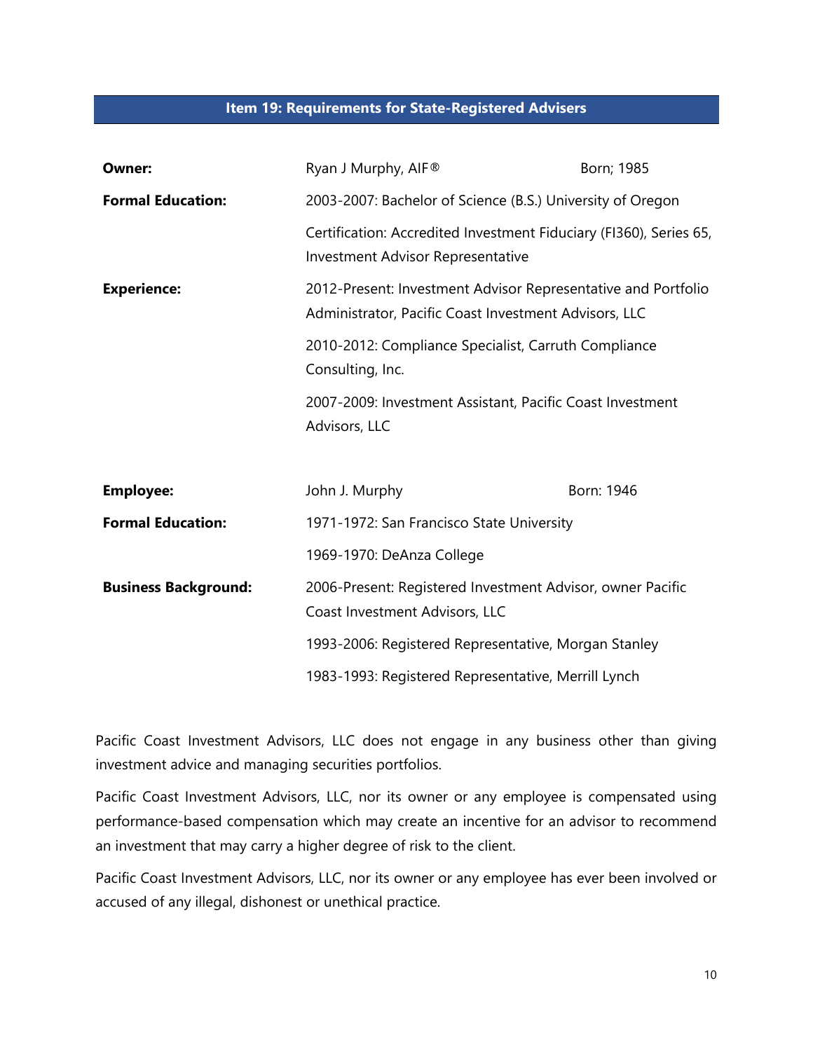## Item 19: Requirements for State-Registered Advisers

| | | |
|---|---|---|
| **Owner:** | Ryan J Murphy, AIF® | Born; 1985 |
| **Formal Education:** | 2003-2007: Bachelor of Science (B.S.) University of Oregon | |
| | Certification: Accredited Investment Fiduciary (FI360), Series 65, Investment Advisor Representative | |
| **Experience:** | 2012-Present: Investment Advisor Representative and Portfolio Administrator, Pacific Coast Investment Advisors, LLC | |
| | 2010-2012: Compliance Specialist, Carruth Compliance Consulting, Inc. | |
| | 2007-2009: Investment Assistant, Pacific Coast Investment Advisors, LLC | |

| | | |
|---|---|---|
| **Employee:** | John J. Murphy | Born: 1946 |
| **Formal Education:** | 1971-1972: San Francisco State University | |
| | 1969-1970: DeAnza College | |
| **Business Background:** | 2006-Present: Registered Investment Advisor, owner Pacific Coast Investment Advisors, LLC | |
| | 1993-2006: Registered Representative, Morgan Stanley | |
| | 1983-1993: Registered Representative, Merrill Lynch | |

Pacific Coast Investment Advisors, LLC does not engage in any business other than giving investment advice and managing securities portfolios.

Pacific Coast Investment Advisors, LLC, nor its owner or any employee is compensated using performance-based compensation which may create an incentive for an advisor to recommend an investment that may carry a higher degree of risk to the client.

Pacific Coast Investment Advisors, LLC, nor its owner or any employee has ever been involved or accused of any illegal, dishonest or unethical practice.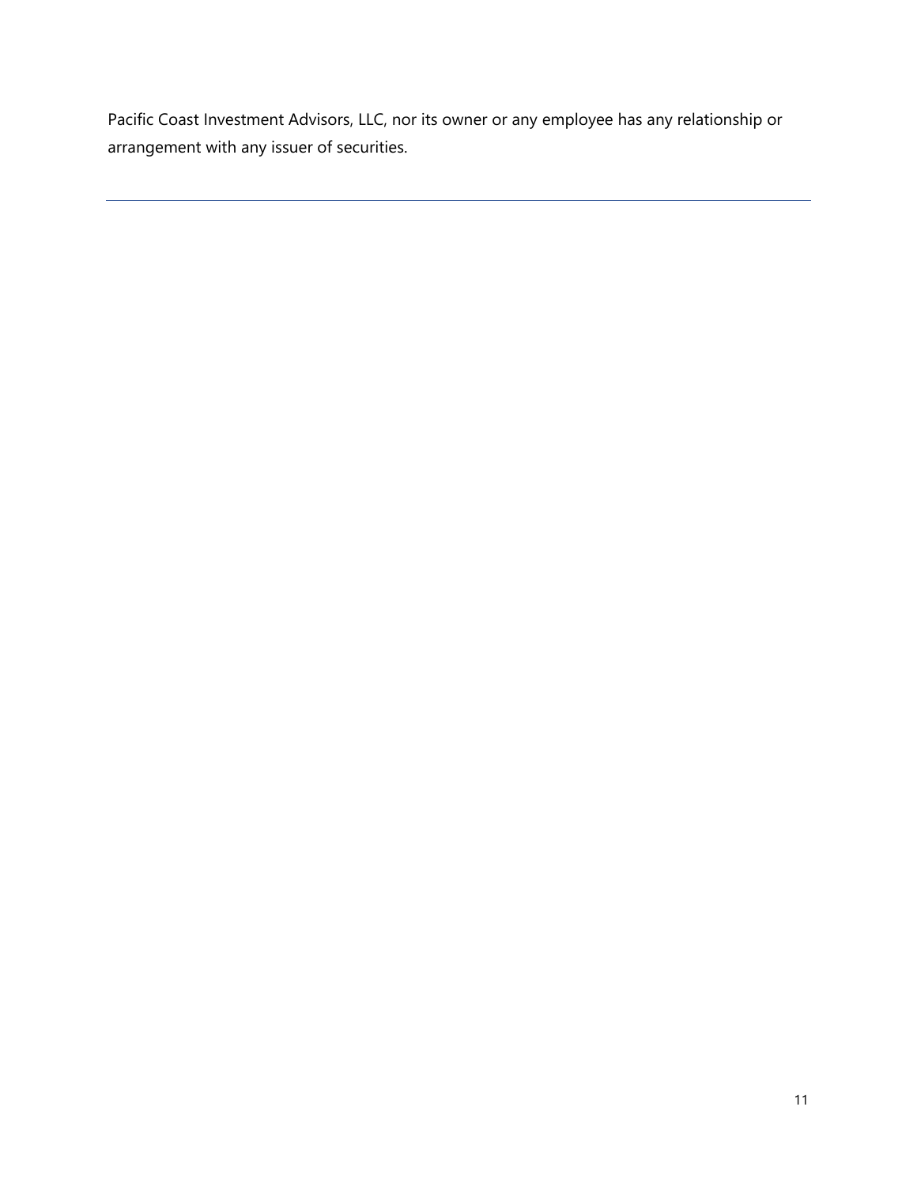Pacific Coast Investment Advisors, LLC, nor its owner or any employee has any relationship or arrangement with any issuer of securities.

---